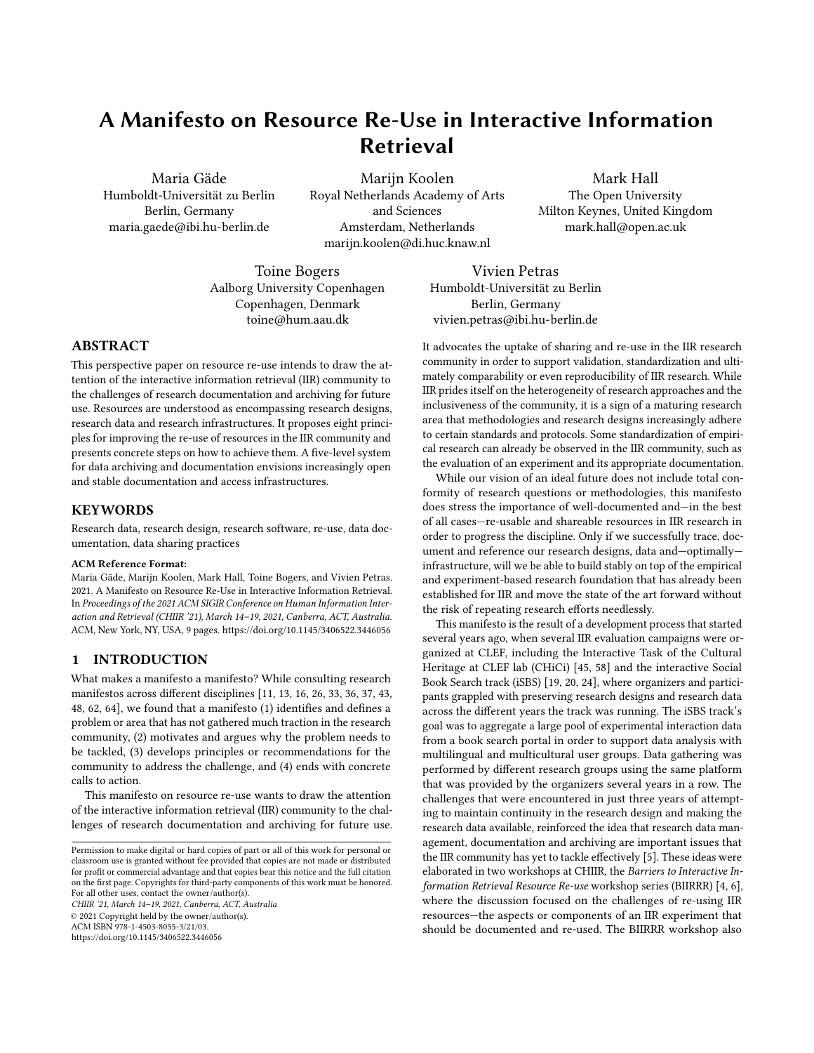# A Manifesto on Resource Re-Use in Interactive Information Retrieval

Maria Gäde
Humboldt-Universität zu Berlin
Berlin, Germany
maria.gaede@ibi.hu-berlin.de

Marijn Koolen
Royal Netherlands Academy of Arts and Sciences
Amsterdam, Netherlands
marijn.koolen@di.huc.knaw.nl

Mark Hall
The Open University
Milton Keynes, United Kingdom
mark.hall@open.ac.uk

Toine Bogers
Aalborg University Copenhagen
Copenhagen, Denmark
toine@hum.aau.dk

Vivien Petras
Humboldt-Universität zu Berlin
Berlin, Germany
vivien.petras@ibi.hu-berlin.de

## ABSTRACT

This perspective paper on resource re-use intends to draw the attention of the interactive information retrieval (IIR) community to the challenges of research documentation and archiving for future use. Resources are understood as encompassing research designs, research data and research infrastructures. It proposes eight principles for improving the re-use of resources in the IIR community and presents concrete steps on how to achieve them. A five-level system for data archiving and documentation envisions increasingly open and stable documentation and access infrastructures.

## KEYWORDS

Research data, research design, research software, re-use, data documentation, data sharing practices

**ACM Reference Format:**
Maria Gäde, Marijn Koolen, Mark Hall, Toine Bogers, and Vivien Petras. 2021. A Manifesto on Resource Re-Use in Interactive Information Retrieval. In *Proceedings of the 2021 ACM SIGIR Conference on Human Information Interaction and Retrieval (CHIIR '21), March 14–19, 2021, Canberra, ACT, Australia.* ACM, New York, NY, USA, 9 pages. https://doi.org/10.1145/3406522.3446056

## 1 INTRODUCTION

What makes a manifesto a manifesto? While consulting research manifestos across different disciplines [11, 13, 16, 26, 33, 36, 37, 43, 48, 62, 64], we found that a manifesto (1) identifies and defines a problem or area that has not gathered much traction in the research community, (2) motivates and argues why the problem needs to be tackled, (3) develops principles or recommendations for the community to address the challenge, and (4) ends with concrete calls to action.

This manifesto on resource re-use wants to draw the attention of the interactive information retrieval (IIR) community to the challenges of research documentation and archiving for future use. It advocates the uptake of sharing and re-use in the IIR research community in order to support validation, standardization and ultimately comparability or even reproducibility of IIR research. While IIR prides itself on the heterogeneity of research approaches and the inclusiveness of the community, it is a sign of a maturing research area that methodologies and research designs increasingly adhere to certain standards and protocols. Some standardization of empirical research can already be observed in the IIR community, such as the evaluation of an experiment and its appropriate documentation.

While our vision of an ideal future does not include total conformity of research questions or methodologies, this manifesto does stress the importance of well-documented and—in the best of all cases—re-usable and shareable resources in IIR research in order to progress the discipline. Only if we successfully trace, document and reference our research designs, data and—optimally—infrastructure, will we be able to build stably on top of the empirical and experiment-based research foundation that has already been established for IIR and move the state of the art forward without the risk of repeating research efforts needlessly.

This manifesto is the result of a development process that started several years ago, when several IIR evaluation campaigns were organized at CLEF, including the Interactive Task of the Cultural Heritage at CLEF lab (CHiCi) [45, 58] and the interactive Social Book Search track (iSBS) [19, 20, 24], where organizers and participants grappled with preserving research designs and research data across the different years the track was running. The iSBS track's goal was to aggregate a large pool of experimental interaction data from a book search portal in order to support data analysis with multilingual and multicultural user groups. Data gathering was performed by different research groups using the same platform that was provided by the organizers several years in a row. The challenges that were encountered in just three years of attempting to maintain continuity in the research design and making the research data available, reinforced the idea that research data management, documentation and archiving are important issues that the IIR community has yet to tackle effectively [5]. These ideas were elaborated in two workshops at CHIIR, the *Barriers to Interactive Information Retrieval Resource Re-use* workshop series (BIIRRR) [4, 6], where the discussion focused on the challenges of re-using IIR resources—the aspects or components of an IIR experiment that should be documented and re-used. The BIIRRR workshop also

Permission to make digital or hard copies of part or all of this work for personal or classroom use is granted without fee provided that copies are not made or distributed for profit or commercial advantage and that copies bear this notice and the full citation on the first page. Copyrights for third-party components of this work must be honored. For all other uses, contact the owner/author(s).
*CHIIR '21, March 14–19, 2021, Canberra, ACT, Australia*
© 2021 Copyright held by the owner/author(s).
ACM ISBN 978-1-4503-8055-3/21/03.
https://doi.org/10.1145/3406522.3446056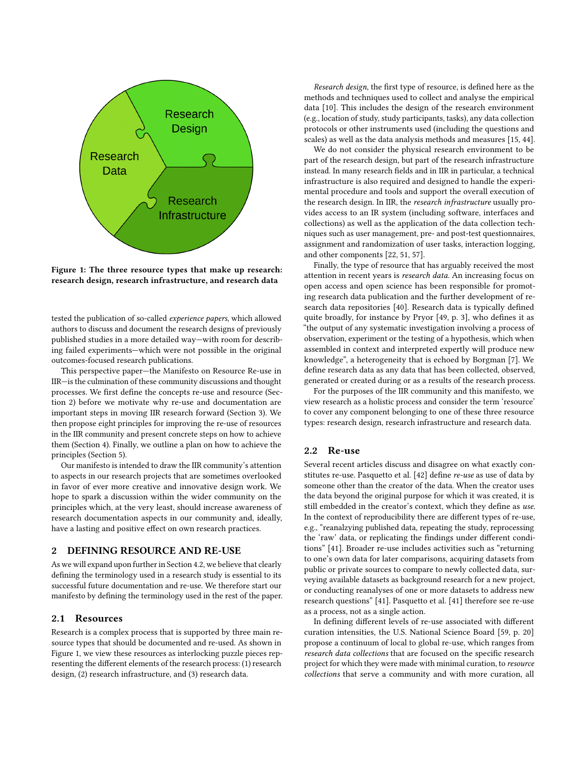Figure 1: The three resource types that make up research: research design, research infrastructure, and research data

tested the publication of so-called *experience papers*, which allowed authors to discuss and document the research designs of previously published studies in a more detailed way—with room for describing failed experiments—which were not possible in the original outcomes-focused research publications.

This perspective paper—the Manifesto on Resource Re-use in IIR—is the culmination of these community discussions and thought processes. We first define the concepts re-use and resource (Section 2) before we motivate why re-use and documentation are important steps in moving IIR research forward (Section 3). We then propose eight principles for improving the re-use of resources in the IIR community and present concrete steps on how to achieve them (Section 4). Finally, we outline a plan on how to achieve the principles (Section 5).

Our manifesto is intended to draw the IIR community's attention to aspects in our research projects that are sometimes overlooked in favor of ever more creative and innovative design work. We hope to spark a discussion within the wider community on the principles which, at the very least, should increase awareness of research documentation aspects in our community and, ideally, have a lasting and positive effect on own research practices.

## 2 DEFINING RESOURCE AND RE-USE

As we will expand upon further in Section 4.2, we believe that clearly defining the terminology used in a research study is essential to its successful future documentation and re-use. We therefore start our manifesto by defining the terminology used in the rest of the paper.

### 2.1 Resources

Research is a complex process that is supported by three main resource types that should be documented and re-used. As shown in Figure 1, we view these resources as interlocking puzzle pieces representing the different elements of the research process: (1) research design, (2) research infrastructure, and (3) research data.

*Research design*, the first type of resource, is defined here as the methods and techniques used to collect and analyse the empirical data [10]. This includes the design of the research environment (e.g., location of study, study participants, tasks), any data collection protocols or other instruments used (including the questions and scales) as well as the data analysis methods and measures [15, 44].

We do not consider the physical research environment to be part of the research design, but part of the research infrastructure instead. In many research fields and in IIR in particular, a technical infrastructure is also required and designed to handle the experimental procedure and tools and support the overall execution of the research design. In IIR, the *research infrastructure* usually provides access to an IR system (including software, interfaces and collections) as well as the application of the data collection techniques such as user management, pre- and post-test questionnaires, assignment and randomization of user tasks, interaction logging, and other components [22, 51, 57].

Finally, the type of resource that has arguably received the most attention in recent years is *research data*. An increasing focus on open access and open science has been responsible for promoting research data publication and the further development of research data repositories [40]. Research data is typically defined quite broadly, for instance by Pryor [49, p. 3], who defines it as "the output of any systematic investigation involving a process of observation, experiment or the testing of a hypothesis, which when assembled in context and interpreted expertly will produce new knowledge", a heterogeneity that is echoed by Borgman [7]. We define research data as any data that has been collected, observed, generated or created during or as a results of the research process.

For the purposes of the IIR community and this manifesto, we view research as a holistic process and consider the term 'resource' to cover any component belonging to one of these three resource types: research design, research infrastructure and research data.

### 2.2 Re-use

Several recent articles discuss and disagree on what exactly constitutes re-use. Pasquetto et al. [42] define *re-use* as use of data by someone other than the creator of the data. When the creator uses the data beyond the original purpose for which it was created, it is still embedded in the creator's context, which they define as *use*. In the context of reproducibility there are different types of re-use, e.g., "reanalzying published data, repeating the study, reprocessing the 'raw' data, or replicating the findings under different conditions" [41]. Broader re-use includes activities such as "returning to one's own data for later comparisons, acquiring datasets from public or private sources to compare to newly collected data, surveying available datasets as background research for a new project, or conducting reanalyses of one or more datasets to address new research questions" [41]. Pasquetto et al. [41] therefore see re-use as a process, not as a single action.

In defining different levels of re-use associated with different curation intensities, the U.S. National Science Board [59, p. 20] propose a continuum of local to global re-use, which ranges from *research data collections* that are focused on the specific research project for which they were made with minimal curation, to *resource collections* that serve a community and with more curation, all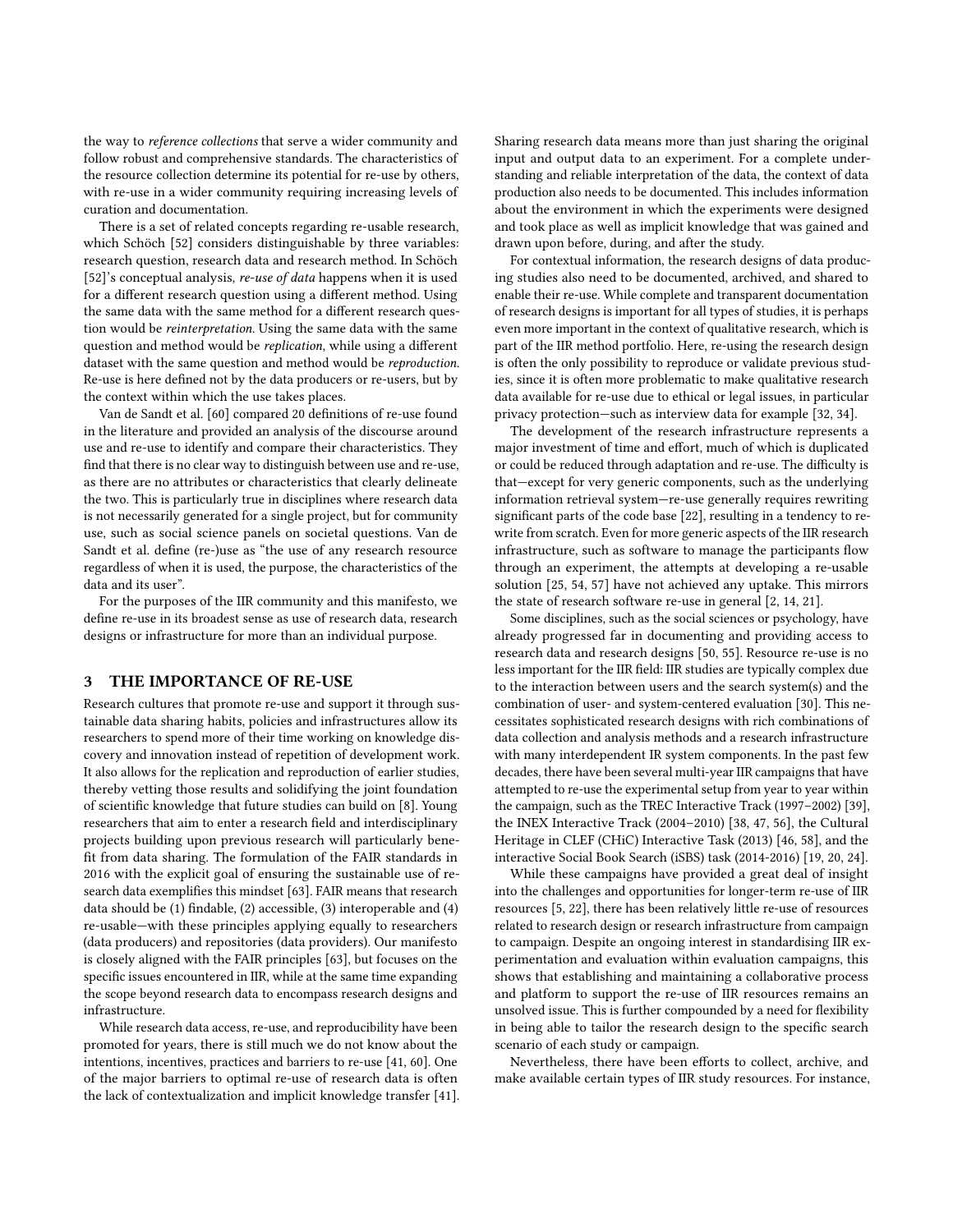the way to *reference collections* that serve a wider community and follow robust and comprehensive standards. The characteristics of the resource collection determine its potential for re-use by others, with re-use in a wider community requiring increasing levels of curation and documentation.

There is a set of related concepts regarding re-usable research, which Schöch [52] considers distinguishable by three variables: research question, research data and research method. In Schöch [52]'s conceptual analysis, *re-use of data* happens when it is used for a different research question using a different method. Using the same data with the same method for a different research question would be *reinterpretation*. Using the same data with the same question and method would be *replication*, while using a different dataset with the same question and method would be *reproduction*. Re-use is here defined not by the data producers or re-users, but by the context within which the use takes places.

Van de Sandt et al. [60] compared 20 definitions of re-use found in the literature and provided an analysis of the discourse around use and re-use to identify and compare their characteristics. They find that there is no clear way to distinguish between use and re-use, as there are no attributes or characteristics that clearly delineate the two. This is particularly true in disciplines where research data is not necessarily generated for a single project, but for community use, such as social science panels on societal questions. Van de Sandt et al. define (re-)use as "the use of any research resource regardless of when it is used, the purpose, the characteristics of the data and its user".

For the purposes of the IIR community and this manifesto, we define re-use in its broadest sense as use of research data, research designs or infrastructure for more than an individual purpose.

## 3 THE IMPORTANCE OF RE-USE

Research cultures that promote re-use and support it through sustainable data sharing habits, policies and infrastructures allow its researchers to spend more of their time working on knowledge discovery and innovation instead of repetition of development work. It also allows for the replication and reproduction of earlier studies, thereby vetting those results and solidifying the joint foundation of scientific knowledge that future studies can build on [8]. Young researchers that aim to enter a research field and interdisciplinary projects building upon previous research will particularly benefit from data sharing. The formulation of the FAIR standards in 2016 with the explicit goal of ensuring the sustainable use of research data exemplifies this mindset [63]. FAIR means that research data should be (1) findable, (2) accessible, (3) interoperable and (4) re-usable—with these principles applying equally to researchers (data producers) and repositories (data providers). Our manifesto is closely aligned with the FAIR principles [63], but focuses on the specific issues encountered in IIR, while at the same time expanding the scope beyond research data to encompass research designs and infrastructure.

While research data access, re-use, and reproducibility have been promoted for years, there is still much we do not know about the intentions, incentives, practices and barriers to re-use [41, 60]. One of the major barriers to optimal re-use of research data is often the lack of contextualization and implicit knowledge transfer [41]. Sharing research data means more than just sharing the original input and output data to an experiment. For a complete understanding and reliable interpretation of the data, the context of data production also needs to be documented. This includes information about the environment in which the experiments were designed and took place as well as implicit knowledge that was gained and drawn upon before, during, and after the study.

For contextual information, the research designs of data producing studies also need to be documented, archived, and shared to enable their re-use. While complete and transparent documentation of research designs is important for all types of studies, it is perhaps even more important in the context of qualitative research, which is part of the IIR method portfolio. Here, re-using the research design is often the only possibility to reproduce or validate previous studies, since it is often more problematic to make qualitative research data available for re-use due to ethical or legal issues, in particular privacy protection—such as interview data for example [32, 34].

The development of the research infrastructure represents a major investment of time and effort, much of which is duplicated or could be reduced through adaptation and re-use. The difficulty is that—except for very generic components, such as the underlying information retrieval system—re-use generally requires rewriting significant parts of the code base [22], resulting in a tendency to re-write from scratch. Even for more generic aspects of the IIR research infrastructure, such as software to manage the participants flow through an experiment, the attempts at developing a re-usable solution [25, 54, 57] have not achieved any uptake. This mirrors the state of research software re-use in general [2, 14, 21].

Some disciplines, such as the social sciences or psychology, have already progressed far in documenting and providing access to research data and research designs [50, 55]. Resource re-use is no less important for the IIR field: IIR studies are typically complex due to the interaction between users and the search system(s) and the combination of user- and system-centered evaluation [30]. This necessitates sophisticated research designs with rich combinations of data collection and analysis methods and a research infrastructure with many interdependent IR system components. In the past few decades, there have been several multi-year IIR campaigns that have attempted to re-use the experimental setup from year to year within the campaign, such as the TREC Interactive Track (1997–2002) [39], the INEX Interactive Track (2004–2010) [38, 47, 56], the Cultural Heritage in CLEF (CHiC) Interactive Task (2013) [46, 58], and the interactive Social Book Search (iSBS) task (2014-2016) [19, 20, 24].

While these campaigns have provided a great deal of insight into the challenges and opportunities for longer-term re-use of IIR resources [5, 22], there has been relatively little re-use of resources related to research design or research infrastructure from campaign to campaign. Despite an ongoing interest in standardising IIR experimentation and evaluation within evaluation campaigns, this shows that establishing and maintaining a collaborative process and platform to support the re-use of IIR resources remains an unsolved issue. This is further compounded by a need for flexibility in being able to tailor the research design to the specific search scenario of each study or campaign.

Nevertheless, there have been efforts to collect, archive, and make available certain types of IIR study resources. For instance,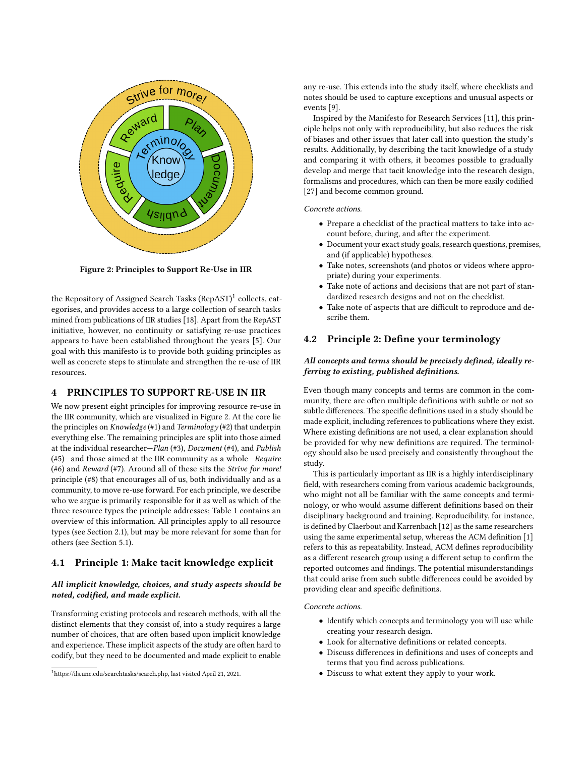Figure 2: Principles to Support Re-Use in IIR

the Repository of Assigned Search Tasks (RepAST)[1] collects, categorises, and provides access to a large collection of search tasks mined from publications of IIR studies [18]. Apart from the RepAST initiative, however, no continuity or satisfying re-use practices appears to have been established throughout the years [5]. Our goal with this manifesto is to provide both guiding principles as well as concrete steps to stimulate and strengthen the re-use of IIR resources.

## 4 PRINCIPLES TO SUPPORT RE-USE IN IIR

We now present eight principles for improving resource re-use in the IIR community, which are visualized in Figure 2. At the core lie the principles on *Knowledge* (#1) and *Terminology* (#2) that underpin everything else. The remaining principles are split into those aimed at the individual researcher—*Plan* (#3), *Document* (#4), and *Publish* (#5)—and those aimed at the IIR community as a whole—*Require* (#6) and *Reward* (#7). Around all of these sits the *Strive for more!* principle (#8) that encourages all of us, both individually and as a community, to move re-use forward. For each principle, we describe who we argue is primarily responsible for it as well as which of the three resource types the principle addresses; Table 1 contains an overview of this information. All principles apply to all resource types (see Section 2.1), but may be more relevant for some than for others (see Section 5.1).

### 4.1 Principle 1: Make tacit knowledge explicit

***All implicit knowledge, choices, and study aspects should be noted, codified, and made explicit.***

Transforming existing protocols and research methods, with all the distinct elements that they consist of, into a study requires a large number of choices, that are often based upon implicit knowledge and experience. These implicit aspects of the study are often hard to codify, but they need to be documented and made explicit to enable any re-use. This extends into the study itself, where checklists and notes should be used to capture exceptions and unusual aspects or events [9].

Inspired by the Manifesto for Research Services [11], this principle helps not only with reproducibility, but also reduces the risk of biases and other issues that later call into question the study's results. Additionally, by describing the tacit knowledge of a study and comparing it with others, it becomes possible to gradually develop and merge that tacit knowledge into the research design, formalisms and procedures, which can then be more easily codified [27] and become common ground.

*Concrete actions.*

- Prepare a checklist of the practical matters to take into account before, during, and after the experiment.
- Document your exact study goals, research questions, premises, and (if applicable) hypotheses.
- Take notes, screenshots (and photos or videos where appropriate) during your experiments.
- Take note of actions and decisions that are not part of standardized research designs and not on the checklist.
- Take note of aspects that are difficult to reproduce and describe them.

### 4.2 Principle 2: Define your terminology

***All concepts and terms should be precisely defined, ideally referring to existing, published definitions.***

Even though many concepts and terms are common in the community, there are often multiple definitions with subtle or not so subtle differences. The specific definitions used in a study should be made explicit, including references to publications where they exist. Where existing definitions are not used, a clear explanation should be provided for why new definitions are required. The terminology should also be used precisely and consistently throughout the study.

This is particularly important as IIR is a highly interdisciplinary field, with researchers coming from various academic backgrounds, who might not all be familiar with the same concepts and terminology, or who would assume different definitions based on their disciplinary background and training. Reproducibility, for instance, is defined by Claerbout and Karrenbach [12] as the same researchers using the same experimental setup, whereas the ACM definition [1] refers to this as repeatability. Instead, ACM defines reproducibility as a different research group using a different setup to confirm the reported outcomes and findings. The potential misunderstandings that could arise from such subtle differences could be avoided by providing clear and specific definitions.

*Concrete actions.*

- Identify which concepts and terminology you will use while creating your research design.
- Look for alternative definitions or related concepts.
- Discuss differences in definitions and uses of concepts and terms that you find across publications.
- Discuss to what extent they apply to your work.

[1] https://ils.unc.edu/searchtasks/search.php, last visited April 21, 2021.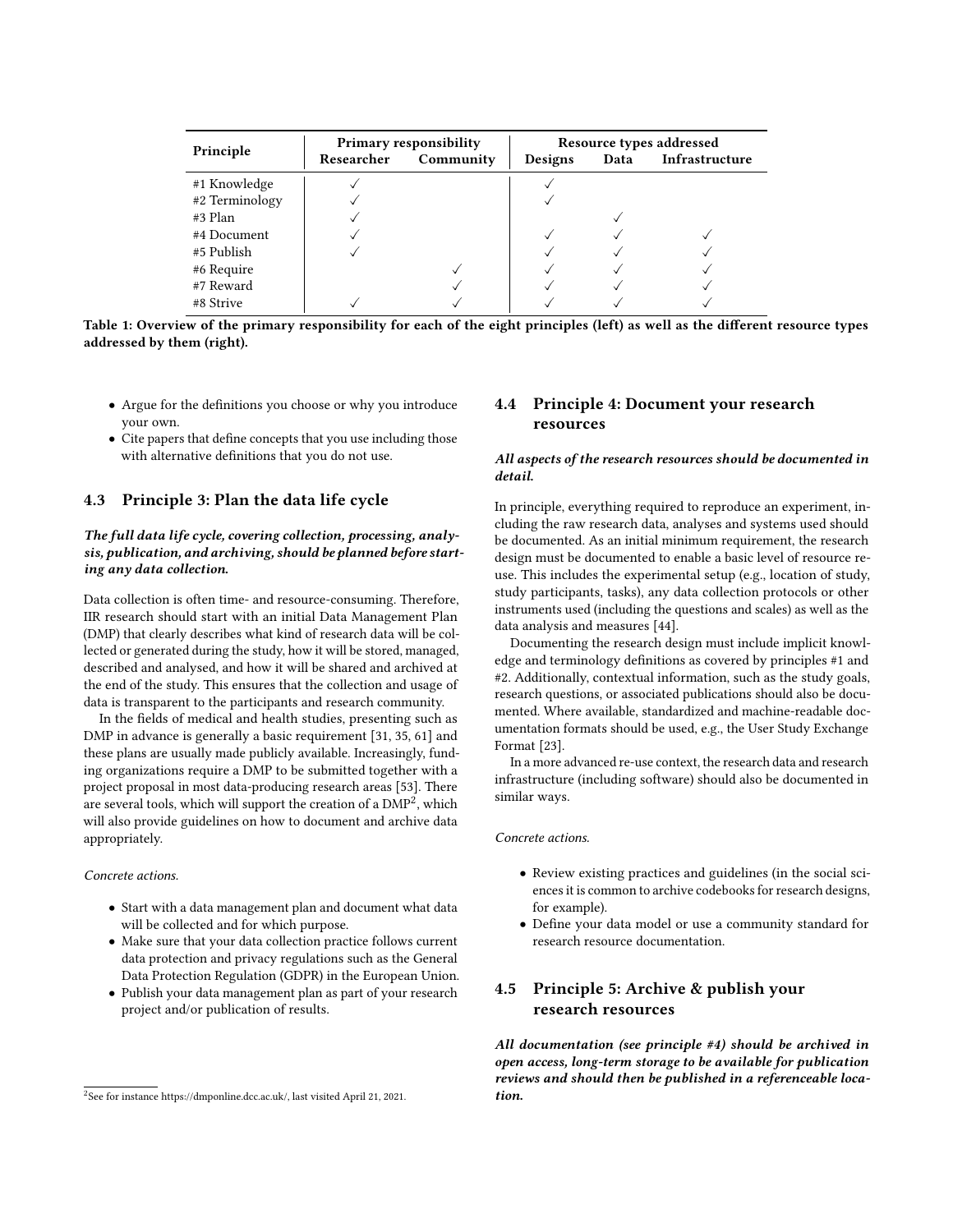| Principle | Primary responsibility | | Resource types addressed | | |
|---|---|---|---|---|---|
| | Researcher | Community | Designs | Data | Infrastructure |
| #1 Knowledge | ✓ | | ✓ | | |
| #2 Terminology | ✓ | | ✓ | | |
| #3 Plan | ✓ | | | ✓ | |
| #4 Document | ✓ | | ✓ | ✓ | ✓ |
| #5 Publish | ✓ | | ✓ | ✓ | ✓ |
| #6 Require | | ✓ | ✓ | ✓ | ✓ |
| #7 Reward | | ✓ | ✓ | ✓ | ✓ |
| #8 Strive | ✓ | ✓ | ✓ | ✓ | ✓ |

**Table 1: Overview of the primary responsibility for each of the eight principles (left) as well as the different resource types addressed by them (right).**

- Argue for the definitions you choose or why you introduce your own.
- Cite papers that define concepts that you use including those with alternative definitions that you do not use.

## 4.3 Principle 3: Plan the data life cycle

***The full data life cycle, covering collection, processing, analysis, publication, and archiving, should be planned before starting any data collection.***

Data collection is often time- and resource-consuming. Therefore, IIR research should start with an initial Data Management Plan (DMP) that clearly describes what kind of research data will be collected or generated during the study, how it will be stored, managed, described and analysed, and how it will be shared and archived at the end of the study. This ensures that the collection and usage of data is transparent to the participants and research community.

In the fields of medical and health studies, presenting such as DMP in advance is generally a basic requirement [31, 35, 61] and these plans are usually made publicly available. Increasingly, funding organizations require a DMP to be submitted together with a project proposal in most data-producing research areas [53]. There are several tools, which will support the creation of a DMP[2], which will also provide guidelines on how to document and archive data appropriately.

*Concrete actions.*

- Start with a data management plan and document what data will be collected and for which purpose.
- Make sure that your data collection practice follows current data protection and privacy regulations such as the General Data Protection Regulation (GDPR) in the European Union.
- Publish your data management plan as part of your research project and/or publication of results.

[2] See for instance https://dmponline.dcc.ac.uk/, last visited April 21, 2021.

## 4.4 Principle 4: Document your research resources

***All aspects of the research resources should be documented in detail.***

In principle, everything required to reproduce an experiment, including the raw research data, analyses and systems used should be documented. As an initial minimum requirement, the research design must be documented to enable a basic level of resource re-use. This includes the experimental setup (e.g., location of study, study participants, tasks), any data collection protocols or other instruments used (including the questions and scales) as well as the data analysis and measures [44].

Documenting the research design must include implicit knowledge and terminology definitions as covered by principles #1 and #2. Additionally, contextual information, such as the study goals, research questions, or associated publications should also be documented. Where available, standardized and machine-readable documentation formats should be used, e.g., the User Study Exchange Format [23].

In a more advanced re-use context, the research data and research infrastructure (including software) should also be documented in similar ways.

*Concrete actions.*

- Review existing practices and guidelines (in the social sciences it is common to archive codebooks for research designs, for example).
- Define your data model or use a community standard for research resource documentation.

## 4.5 Principle 5: Archive & publish your research resources

***All documentation (see principle #4) should be archived in open access, long-term storage to be available for publication reviews and should then be published in a referenceable location.***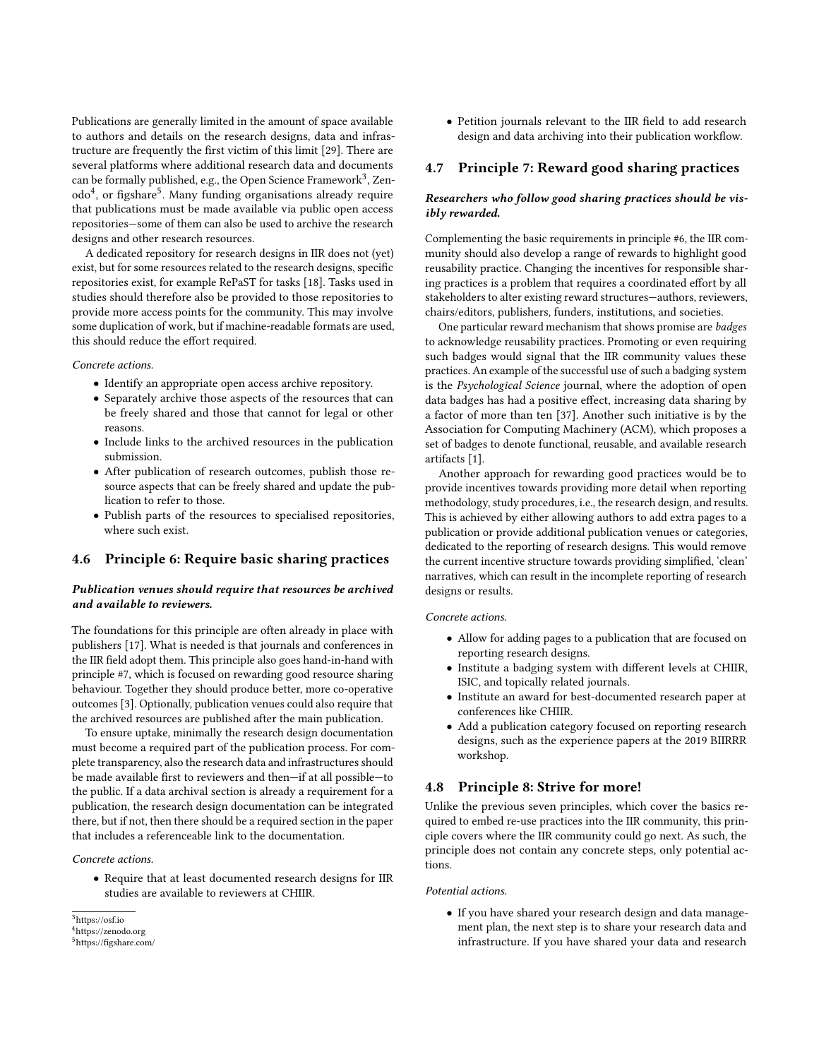Publications are generally limited in the amount of space available to authors and details on the research designs, data and infrastructure are frequently the first victim of this limit [29]. There are several platforms where additional research data and documents can be formally published, e.g., the Open Science Framework[3], Zenodo[4], or figshare[5]. Many funding organisations already require that publications must be made available via public open access repositories—some of them can also be used to archive the research designs and other research resources.

A dedicated repository for research designs in IIR does not (yet) exist, but for some resources related to the research designs, specific repositories exist, for example RePaST for tasks [18]. Tasks used in studies should therefore also be provided to those repositories to provide more access points for the community. This may involve some duplication of work, but if machine-readable formats are used, this should reduce the effort required.

*Concrete actions.*

- Identify an appropriate open access archive repository.
- Separately archive those aspects of the resources that can be freely shared and those that cannot for legal or other reasons.
- Include links to the archived resources in the publication submission.
- After publication of research outcomes, publish those resource aspects that can be freely shared and update the publication to refer to those.
- Publish parts of the resources to specialised repositories, where such exist.

### 4.6 Principle 6: Require basic sharing practices

***Publication venues should require that resources be archived and available to reviewers.***

The foundations for this principle are often already in place with publishers [17]. What is needed is that journals and conferences in the IIR field adopt them. This principle also goes hand-in-hand with principle #7, which is focused on rewarding good resource sharing behaviour. Together they should produce better, more co-operative outcomes [3]. Optionally, publication venues could also require that the archived resources are published after the main publication.

To ensure uptake, minimally the research design documentation must become a required part of the publication process. For complete transparency, also the research data and infrastructures should be made available first to reviewers and then—if at all possible—to the public. If a data archival section is already a requirement for a publication, the research design documentation can be integrated there, but if not, then there should be a required section in the paper that includes a referenceable link to the documentation.

*Concrete actions.*

- Require that at least documented research designs for IIR studies are available to reviewers at CHIIR.
- Petition journals relevant to the IIR field to add research design and data archiving into their publication workflow.

### 4.7 Principle 7: Reward good sharing practices

***Researchers who follow good sharing practices should be visibly rewarded.***

Complementing the basic requirements in principle #6, the IIR community should also develop a range of rewards to highlight good reusability practice. Changing the incentives for responsible sharing practices is a problem that requires a coordinated effort by all stakeholders to alter existing reward structures—authors, reviewers, chairs/editors, publishers, funders, institutions, and societies.

One particular reward mechanism that shows promise are *badges* to acknowledge reusability practices. Promoting or even requiring such badges would signal that the IIR community values these practices. An example of the successful use of such a badging system is the *Psychological Science* journal, where the adoption of open data badges has had a positive effect, increasing data sharing by a factor of more than ten [37]. Another such initiative is by the Association for Computing Machinery (ACM), which proposes a set of badges to denote functional, reusable, and available research artifacts [1].

Another approach for rewarding good practices would be to provide incentives towards providing more detail when reporting methodology, study procedures, i.e., the research design, and results. This is achieved by either allowing authors to add extra pages to a publication or provide additional publication venues or categories, dedicated to the reporting of research designs. This would remove the current incentive structure towards providing simplified, 'clean' narratives, which can result in the incomplete reporting of research designs or results.

*Concrete actions.*

- Allow for adding pages to a publication that are focused on reporting research designs.
- Institute a badging system with different levels at CHIIR, ISIC, and topically related journals.
- Institute an award for best-documented research paper at conferences like CHIIR.
- Add a publication category focused on reporting research designs, such as the experience papers at the 2019 BIIRRR workshop.

### 4.8 Principle 8: Strive for more!

Unlike the previous seven principles, which cover the basics required to embed re-use practices into the IIR community, this principle covers where the IIR community could go next. As such, the principle does not contain any concrete steps, only potential actions.

*Potential actions.*

- If you have shared your research design and data management plan, the next step is to share your research data and infrastructure. If you have shared your data and research

[3] https://osf.io
[4] https://zenodo.org
[5] https://figshare.com/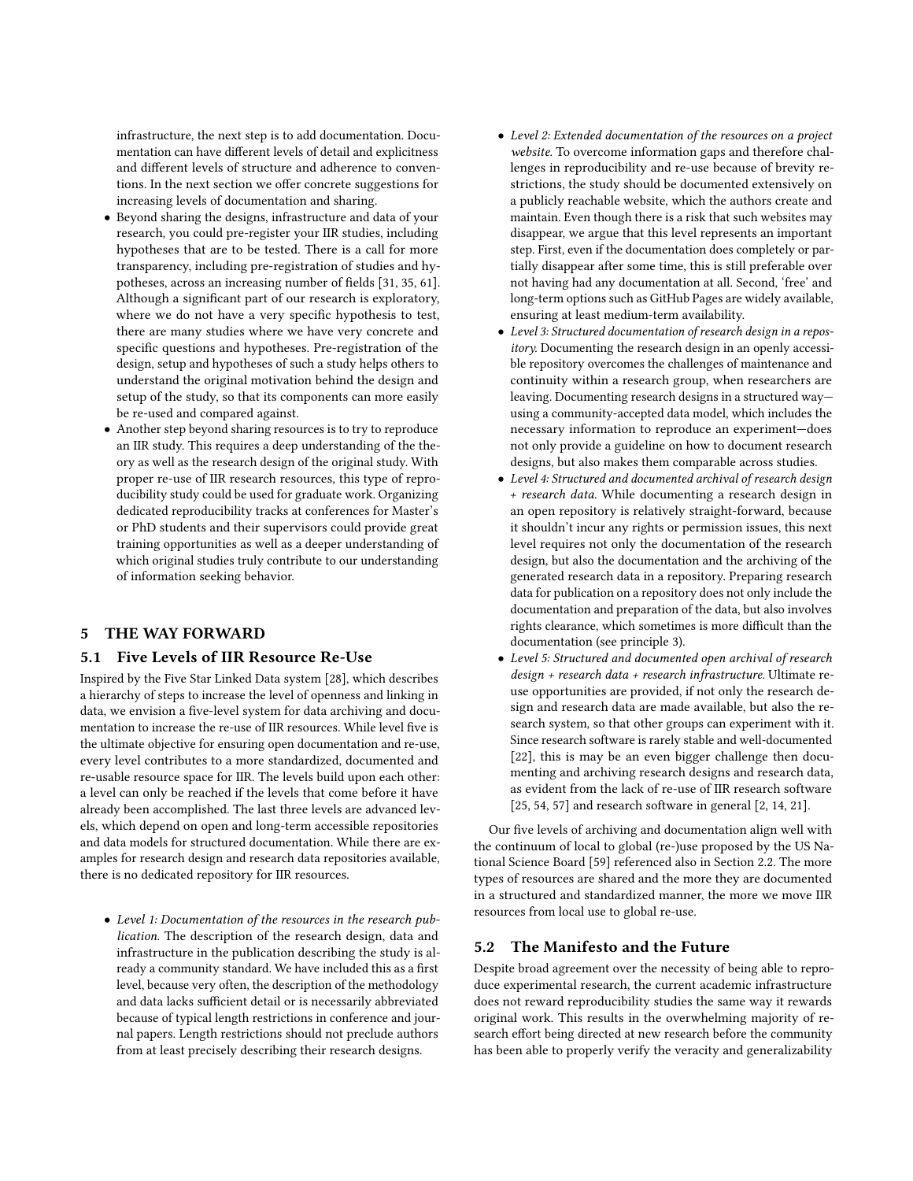infrastructure, the next step is to add documentation. Documentation can have different levels of detail and explicitness and different levels of structure and adherence to conventions. In the next section we offer concrete suggestions for increasing levels of documentation and sharing.

- Beyond sharing the designs, infrastructure and data of your research, you could pre-register your IIR studies, including hypotheses that are to be tested. There is a call for more transparency, including pre-registration of studies and hypotheses, across an increasing number of fields [31, 35, 61]. Although a significant part of our research is exploratory, where we do not have a very specific hypothesis to test, there are many studies where we have very concrete and specific questions and hypotheses. Pre-registration of the design, setup and hypotheses of such a study helps others to understand the original motivation behind the design and setup of the study, so that its components can more easily be re-used and compared against.
- Another step beyond sharing resources is to try to reproduce an IIR study. This requires a deep understanding of the theory as well as the research design of the original study. With proper re-use of IIR research resources, this type of reproducibility study could be used for graduate work. Organizing dedicated reproducibility tracks at conferences for Master's or PhD students and their supervisors could provide great training opportunities as well as a deeper understanding of which original studies truly contribute to our understanding of information seeking behavior.

# 5 THE WAY FORWARD

## 5.1 Five Levels of IIR Resource Re-Use

Inspired by the Five Star Linked Data system [28], which describes a hierarchy of steps to increase the level of openness and linking in data, we envision a five-level system for data archiving and documentation to increase the re-use of IIR resources. While level five is the ultimate objective for ensuring open documentation and re-use, every level contributes to a more standardized, documented and re-usable resource space for IIR. The levels build upon each other: a level can only be reached if the levels that come before it have already been accomplished. The last three levels are advanced levels, which depend on open and long-term accessible repositories and data models for structured documentation. While there are examples for research design and research data repositories available, there is no dedicated repository for IIR resources.

- *Level 1: Documentation of the resources in the research publication.* The description of the research design, data and infrastructure in the publication describing the study is already a community standard. We have included this as a first level, because very often, the description of the methodology and data lacks sufficient detail or is necessarily abbreviated because of typical length restrictions in conference and journal papers. Length restrictions should not preclude authors from at least precisely describing their research designs.
- *Level 2: Extended documentation of the resources on a project website.* To overcome information gaps and therefore challenges in reproducibility and re-use because of brevity restrictions, the study should be documented extensively on a publicly reachable website, which the authors create and maintain. Even though there is a risk that such websites may disappear, we argue that this level represents an important step. First, even if the documentation does completely or partially disappear after some time, this is still preferable over not having had any documentation at all. Second, 'free' and long-term options such as GitHub Pages are widely available, ensuring at least medium-term availability.
- *Level 3: Structured documentation of research design in a repository.* Documenting the research design in an openly accessible repository overcomes the challenges of maintenance and continuity within a research group, when researchers are leaving. Documenting research designs in a structured way—using a community-accepted data model, which includes the necessary information to reproduce an experiment—does not only provide a guideline on how to document research designs, but also makes them comparable across studies.
- *Level 4: Structured and documented archival of research design + research data.* While documenting a research design in an open repository is relatively straight-forward, because it shouldn't incur any rights or permission issues, this next level requires not only the documentation of the research design, but also the documentation and the archiving of the generated research data in a repository. Preparing research data for publication on a repository does not only include the documentation and preparation of the data, but also involves rights clearance, which sometimes is more difficult than the documentation (see principle 3).
- *Level 5: Structured and documented open archival of research design + research data + research infrastructure.* Ultimate re-use opportunities are provided, if not only the research design and research data are made available, but also the research system, so that other groups can experiment with it. Since research software is rarely stable and well-documented [22], this is may be an even bigger challenge then documenting and archiving research designs and research data, as evident from the lack of re-use of IIR research software [25, 54, 57] and research software in general [2, 14, 21].

Our five levels of archiving and documentation align well with the continuum of local to global (re-)use proposed by the US National Science Board [59] referenced also in Section 2.2. The more types of resources are shared and the more they are documented in a structured and standardized manner, the more we move IIR resources from local use to global re-use.

## 5.2 The Manifesto and the Future

Despite broad agreement over the necessity of being able to reproduce experimental research, the current academic infrastructure does not reward reproducibility studies the same way it rewards original work. This results in the overwhelming majority of research effort being directed at new research before the community has been able to properly verify the veracity and generalizability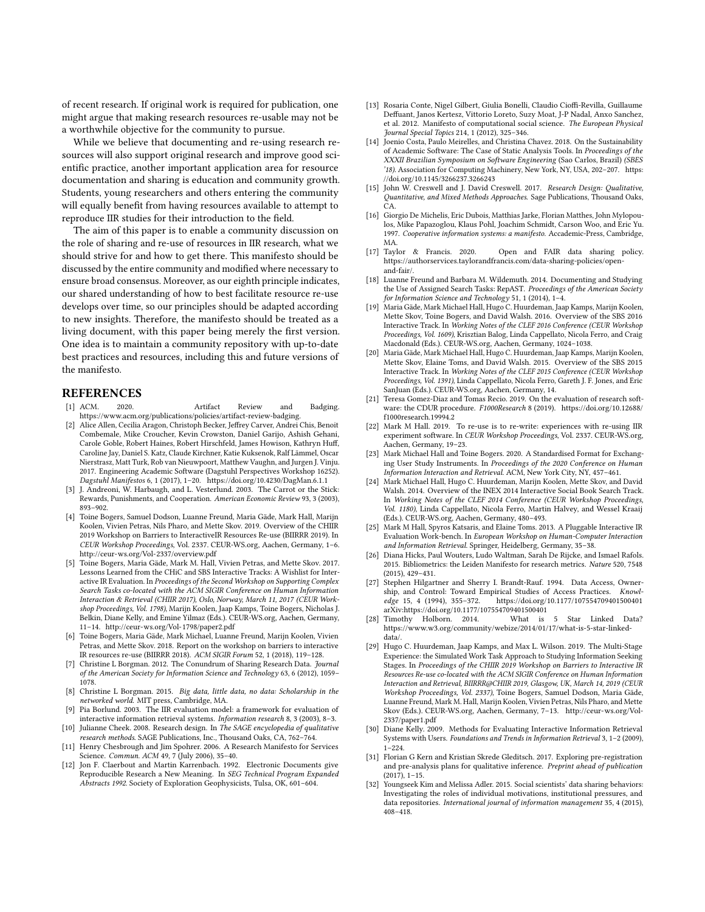of recent research. If original work is required for publication, one might argue that making research resources re-usable may not be a worthwhile objective for the community to pursue.

While we believe that documenting and re-using research resources will also support original research and improve good scientific practice, another important application area for resource documentation and sharing is education and community growth. Students, young researchers and others entering the community will equally benefit from having resources available to attempt to reproduce IIR studies for their introduction to the field.

The aim of this paper is to enable a community discussion on the role of sharing and re-use of resources in IIR research, what we should strive for and how to get there. This manifesto should be discussed by the entire community and modified where necessary to ensure broad consensus. Moreover, as our eighth principle indicates, our shared understanding of how to best facilitate resource re-use develops over time, so our principles should be adapted according to new insights. Therefore, the manifesto should be treated as a living document, with this paper being merely the first version. One idea is to maintain a community repository with up-to-date best practices and resources, including this and future versions of the manifesto.

## REFERENCES

- [1] ACM. 2020. Artifact Review and Badging. https://www.acm.org/publications/policies/artifact-review-badging.
- [2] Alice Allen, Cecilia Aragon, Christoph Becker, Jeffrey Carver, Andrei Chis, Benoit Combemale, Mike Croucher, Kevin Crowston, Daniel Garijo, Ashish Gehani, Carole Goble, Robert Haines, Robert Hirschfeld, James Howison, Kathryn Huff, Caroline Jay, Daniel S. Katz, Claude Kirchner, Katie Kuksenok, Ralf Lämmel, Oscar Nierstrasz, Matt Turk, Rob van Nieuwpoort, Matthew Vaughn, and Jurgen J. Vinju. 2017. Engineering Academic Software (Dagstuhl Perspectives Workshop 16252). *Dagstuhl Manifestos* 6, 1 (2017), 1–20. https://doi.org/10.4230/DagMan.6.1.1
- [3] J. Andreoni, W. Harbaugh, and L. Vesterlund. 2003. The Carrot or the Stick: Rewards, Punishments, and Cooperation. *American Economic Review* 93, 3 (2003), 893–902.
- [4] Toine Bogers, Samuel Dodson, Luanne Freund, Maria Gäde, Mark Hall, Marijn Koolen, Vivien Petras, Nils Pharo, and Mette Skov. 2019. Overview of the CHIIR 2019 Workshop on Barriers to InteractiveIR Resources Re-use (BIIRRR 2019). In *CEUR Workshop Proceedings*, Vol. 2337. CEUR-WS.org, Aachen, Germany, 1–6. http://ceur-ws.org/Vol-2337/overview.pdf
- [5] Toine Bogers, Maria Gäde, Mark M. Hall, Vivien Petras, and Mette Skov. 2017. Lessons Learned from the CHiC and SBS Interactive Tracks: A Wishlist for Interactive IR Evaluation. In *Proceedings of the Second Workshop on Supporting Complex Search Tasks co-located with the ACM SIGIR Conference on Human Information Interaction & Retrieval (CHIIR 2017), Oslo, Norway, March 11, 2017 (CEUR Workshop Proceedings, Vol. 1798)*, Marijn Koolen, Jaap Kamps, Toine Bogers, Nicholas J. Belkin, Diane Kelly, and Emine Yilmaz (Eds.). CEUR-WS.org, Aachen, Germany, 11–14. http://ceur-ws.org/Vol-1798/paper2.pdf
- [6] Toine Bogers, Maria Gäde, Mark Michael, Luanne Freund, Marijn Koolen, Vivien Petras, and Mette Skov. 2018. Report on the workshop on barriers to interactive IR resources re-use (BIIRRR 2018). *ACM SIGIR Forum* 52, 1 (2018), 119–128.
- [7] Christine L Borgman. 2012. The Conundrum of Sharing Research Data. *Journal of the American Society for Information Science and Technology* 63, 6 (2012), 1059–1078.
- [8] Christine L Borgman. 2015. *Big data, little data, no data: Scholarship in the networked world.* MIT press, Cambridge, MA.
- [9] Pia Borlund. 2003. The IIR evaluation model: a framework for evaluation of interactive information retrieval systems. *Information research* 8, 3 (2003), 8–3.
- [10] Julianne Cheek. 2008. Research design. In *The SAGE encyclopedia of qualitative research methods.* SAGE Publications, Inc., Thousand Oaks, CA, 762–764.
- [11] Henry Chesbrough and Jim Spohrer. 2006. A Research Manifesto for Services Science. *Commun. ACM* 49, 7 (July 2006), 35–40.
- [12] Jon F. Claerbout and Martin Karrenbach. 1992. Electronic Documents give Reproducible Research a New Meaning. In *SEG Technical Program Expanded Abstracts 1992.* Society of Exploration Geophysicists, Tulsa, OK, 601–604.
- [13] Rosaria Conte, Nigel Gilbert, Giulia Bonelli, Claudio Cioffi-Revilla, Guillaume Deffuant, Janos Kertesz, Vittorio Loreto, Suzy Moat, J-P Nadal, Anxo Sanchez, et al. 2012. Manifesto of computational social science. *The European Physical Journal Special Topics* 214, 1 (2012), 325–346.
- [14] Joenio Costa, Paulo Meirelles, and Christina Chavez. 2018. On the Sustainability of Academic Software: The Case of Static Analysis Tools. In *Proceedings of the XXXII Brazilian Symposium on Software Engineering* (Sao Carlos, Brazil) *(SBES '18)*. Association for Computing Machinery, New York, NY, USA, 202–207. https://doi.org/10.1145/3266237.3266243
- [15] John W. Creswell and J. David Creswell. 2017. *Research Design: Qualitative, Quantitative, and Mixed Methods Approaches.* Sage Publications, Thousand Oaks, CA.
- [16] Giorgio De Michelis, Eric Dubois, Matthias Jarke, Florian Matthes, John Mylopoulos, Mike Papazoglou, Klaus Pohl, Joachim Schmidt, Carson Woo, and Eric Yu. 1997. *Cooperative information systems: a manifesto.* Accademic-Press, Cambridge, MA.
- [17] Taylor & Francis. 2020. Open and FAIR data sharing policy. https://authorservices.taylorandfrancis.com/data-sharing-policies/open-and-fair/.
- [18] Luanne Freund and Barbara M. Wildemuth. 2014. Documenting and Studying the Use of Assigned Search Tasks: RepAST. *Proceedings of the American Society for Information Science and Technology* 51, 1 (2014), 1–4.
- [19] Maria Gäde, Mark Michael Hall, Hugo C. Huurdeman, Jaap Kamps, Marijn Koolen, Mette Skov, Toine Bogers, and David Walsh. 2016. Overview of the SBS 2016 Interactive Track. In *Working Notes of the CLEF 2016 Conference (CEUR Workshop Proceedings, Vol. 1609)*, Krisztian Balog, Linda Cappellato, Nicola Ferro, and Craig Macdonald (Eds.). CEUR-WS.org, Aachen, Germany, 1024–1038.
- [20] Maria Gäde, Mark Michael Hall, Hugo C. Huurdeman, Jaap Kamps, Marijn Koolen, Mette Skov, Elaine Toms, and David Walsh. 2015. Overview of the SBS 2015 Interactive Track. In *Working Notes of the CLEF 2015 Conference (CEUR Workshop Proceedings, Vol. 1391)*, Linda Cappellato, Nicola Ferro, Gareth J. F. Jones, and Eric SanJuan (Eds.). CEUR-WS.org, Aachen, Germany, 14.
- [21] Teresa Gomez-Diaz and Tomas Recio. 2019. On the evaluation of research software: the CDUR procedure. *F1000Research* 8 (2019). https://doi.org/10.12688/f1000research.19994.2
- [22] Mark M Hall. 2019. To re-use is to re-write: experiences with re-using IIR experiment software. In *CEUR Workshop Proceedings*, Vol. 2337. CEUR-WS.org, Aachen, Germany, 19–23.
- [23] Mark Michael Hall and Toine Bogers. 2020. A Standardised Format for Exchanging User Study Instruments. In *Proceedings of the 2020 Conference on Human Information Interaction and Retrieval.* ACM, New York City, NY, 457–461.
- [24] Mark Michael Hall, Hugo C. Huurdeman, Marijn Koolen, Mette Skov, and David Walsh. 2014. Overview of the INEX 2014 Interactive Social Book Search Track. In *Working Notes of the CLEF 2014 Conference (CEUR Workshop Proceedings, Vol. 1180)*, Linda Cappellato, Nicola Ferro, Martin Halvey, and Wessel Kraaij (Eds.). CEUR-WS.org, Aachen, Germany, 480–493.
- [25] Mark M Hall, Spyros Katsaris, and Elaine Toms. 2013. A Pluggable Interactive IR Evaluation Work-bench. In *European Workshop on Human-Computer Interaction and Information Retrieval.* Springer, Heidelberg, Germany, 35–38.
- [26] Diana Hicks, Paul Wouters, Ludo Waltman, Sarah De Rijcke, and Ismael Rafols. 2015. Bibliometrics: the Leiden Manifesto for research metrics. *Nature* 520, 7548 (2015), 429–431.
- [27] Stephen Hilgartner and Sherry I. Brandt-Rauf. 1994. Data Access, Ownership, and Control: Toward Empirical Studies of Access Practices. *Knowledge* 15, 4 (1994), 355–372. https://doi.org/10.1177/107554709401500401 arXiv:https://doi.org/10.1177/107554709401500401
- [28] Timothy Holborn. 2014. What is 5 Star Linked Data? https://www.w3.org/community/webize/2014/01/17/what-is-5-star-linked-data/.
- [29] Hugo C. Huurdeman, Jaap Kamps, and Max L. Wilson. 2019. The Multi-Stage Experience: the Simulated Work Task Approach to Studying Information Seeking Stages. In *Proceedings of the CHIIR 2019 Workshop on Barriers to Interactive IR Resources Re-use co-located with the ACM SIGIR Conference on Human Information Interaction and Retrieval, BIIRRR@CHIIR 2019, Glasgow, UK, March 14, 2019 (CEUR Workshop Proceedings, Vol. 2337)*, Toine Bogers, Samuel Dodson, Maria Gäde, Luanne Freund, Mark M. Hall, Marijn Koolen, Vivien Petras, Nils Pharo, and Mette Skov (Eds.). CEUR-WS.org, Aachen, Germany, 7–13. http://ceur-ws.org/Vol-2337/paper1.pdf
- [30] Diane Kelly. 2009. Methods for Evaluating Interactive Information Retrieval Systems with Users. *Foundations and Trends in Information Retrieval* 3, 1–2 (2009), 1–224.
- [31] Florian G Kern and Kristian Skrede Gleditsch. 2017. Exploring pre-registration and pre-analysis plans for qualitative inference. *Preprint ahead of publication* (2017), 1–15.
- [32] Youngseek Kim and Melissa Adler. 2015. Social scientists' data sharing behaviors: Investigating the roles of individual motivations, institutional pressures, and data repositories. *International journal of information management* 35, 4 (2015), 408–418.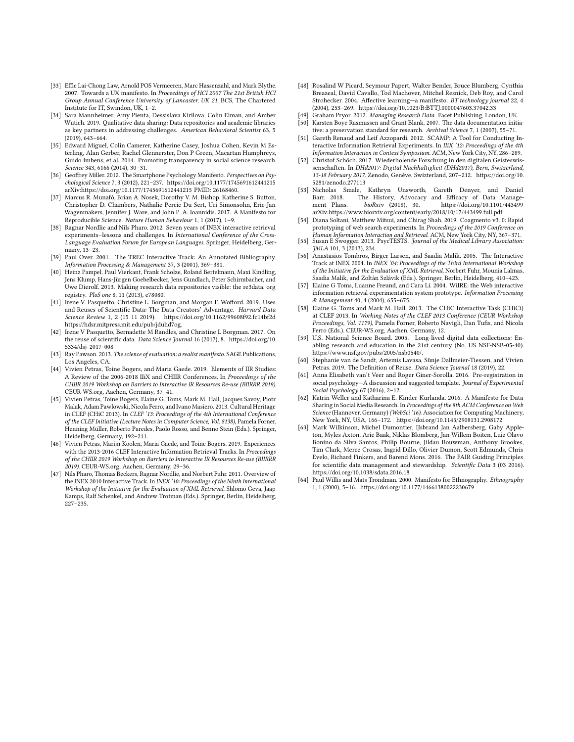- [33] Effie Lai-Chong Law, Arnold POS Vermeeren, Marc Hassenzahl, and Mark Blythe. 2007. Towards a UX manifesto. In *Proceedings of HCI 2007 The 21st British HCI Group Annual Conference University of Lancaster, UK 21*. BCS, The Chartered Institute for IT, Swindon, UK, 1–2.
- [34] Sara Mannheimer, Amy Pienta, Dessislava Kirilova, Colin Elman, and Amber Wutich. 2019. Qualitative data sharing: Data repositories and academic libraries as key partners in addressing challenges. *American Behavioral Scientist* 63, 5 (2019), 643–664.
- [35] Edward Miguel, Colin Camerer, Katherine Casey, Joshua Cohen, Kevin M Esterling, Alan Gerber, Rachel Glennerster, Don P Green, Macartan Humphreys, Guido Imbens, et al. 2014. Promoting transparency in social science research. *Science* 343, 6166 (2014), 30–31.
- [36] Geoffrey Miller. 2012. The Smartphone Psychology Manifesto. *Perspectives on Psychological Science* 7, 3 (2012), 221–237. https://doi.org/10.1177/1745691612441215 arXiv:https://doi.org/10.1177/1745691612441215 PMID: 26168460.
- [37] Marcus R. Munafò, Brian A. Nosek, Dorothy V. M. Bishop, Katherine S. Button, Christopher D. Chambers, Nathalie Percie Du Sert, Uri Simonsohn, Eric-Jan Wagenmakers, Jennifer J. Ware, and John P. A. Ioannidis. 2017. A Manifesto for Reproducible Science. *Nature Human Behaviour* 1, 1 (2017), 1–9.
- [38] Ragnar Nordlie and Nils Pharo. 2012. Seven years of INEX interactive retrieval experiments–lessons and challenges. In *International Conference of the Cross-Language Evaluation Forum for European Languages*. Springer, Heidelberg, Germany, 13–23.
- [39] Paul Over. 2001. The TREC Interactive Track: An Annotated Bibliography. *Information Processing & Management* 37, 3 (2001), 369–381.
- [40] Heinz Pampel, Paul Vierkant, Frank Scholze, Roland Bertelmann, Maxi Kindling, Jens Klump, Hans-Jürgen Goebelbecker, Jens Gundlach, Peter Schirmbacher, and Uwe Dierolf. 2013. Making research data repositories visible: the re3data. org registry. *PloS one* 8, 11 (2013), e78080.
- [41] Irene V. Pasquetto, Christine L. Borgman, and Morgan F. Wofford. 2019. Uses and Reuses of Scientific Data: The Data Creators' Advantage. *Harvard Data Science Review* 1, 2 (15 11 2019). https://doi.org/10.1162/99608f92.fc14bf2d https://hdsr.mitpress.mit.edu/pub/jduhd7og.
- [42] Irene V Pasquetto, Bernadette M Randles, and Christine L Borgman. 2017. On the reuse of scientific data. *Data Science Journal* 16 (2017), 8. https://doi.org/10.5334/dsj-2017-008
- [43] Ray Pawson. 2013. *The science of evaluation: a realist manifesto*. SAGE Publications, Los Angeles, CA.
- [44] Vivien Petras, Toine Bogers, and Maria Gaede. 2019. Elements of IIR Studies: A Review of the 2006-2018 IIiX and CHIIR Conferences. In *Proceedings of the CHIIR 2019 Workshop on Barriers to Interactive IR Resources Re-use (BIIRRR 2019)*. CEUR-WS.org, Aachen, Germany, 37–41.
- [45] Vivien Petras, Toine Bogers, Elaine G. Toms, Mark M. Hall, Jacques Savoy, Piotr Malak, Adam Pawlowski, Nicola Ferro, and Ivano Masiero. 2013. Cultural Heritage in CLEF (CHiC 2013). In *CLEF '13: Proceedings of the 4th International Conference of the CLEF Initiative (Lecture Notes in Computer Science, Vol. 8138)*, Pamela Forner, Henning Müller, Roberto Paredes, Paolo Rosso, and Benno Stein (Eds.). Springer, Heidelberg, Germany, 192–211.
- [46] Vivien Petras, Marijn Koolen, Maria Gaede, and Toine Bogers. 2019. Experiences with the 2013-2016 CLEF Interactive Information Retrieval Tracks. In *Proceedings of the CHIIR 2019 Workshop on Barriers to Interactive IR Resources Re-use (BIIRRR 2019)*. CEUR-WS.org, Aachen, Germany, 29–36.
- [47] Nils Pharo, Thomas Beckers, Ragnar Nordlie, and Norbert Fuhr. 2011. Overview of the INEX 2010 Interactive Track. In *INEX '10: Proceedings of the Ninth International Workshop of the Initiative for the Evaluation of XML Retrieval*, Shlomo Geva, Jaap Kamps, Ralf Schenkel, and Andrew Trotman (Eds.). Springer, Berlin, Heidelberg, 227–235.
- [48] Rosalind W Picard, Seymour Papert, Walter Bender, Bruce Blumberg, Cynthia Breazeal, David Cavallo, Tod Machover, Mitchel Resnick, Deb Roy, and Carol Strohecker. 2004. Affective learning—a manifesto. *BT technology journal* 22, 4 (2004), 253–269. https://doi.org/10.1023/B:BTTJ.0000047603.37042.33
- [49] Graham Pryor. 2012. *Managing Research Data*. Facet Publishing, London, UK.
- [50] Karsten Boye Rasmussen and Grant Blank. 2007. The data documentation initiative: a preservation standard for research. *Archival Science* 7, 1 (2007), 55–71.
- [51] Gareth Renaud and Leif Azzopardi. 2012. SCAMP: A Tool for Conducting Interactive Information Retrieval Experiments. In *IIiX '12: Proceedings of the 4th Information Interaction in Context Symposium*. ACM, New York City, NY, 286–289.
- [52] Christof Schöch. 2017. Wiederholende Forschung in den digitalen Geisteswissenschaften. In *DHd2017: Digital Nachhaltigkeit (DHd2017), Bern, Switzerland, 13-18 February 2017*. Zenodo, Genève, Swizterland, 207–212. https://doi.org/10.5281/zenodo.277113
- [53] Nicholas Smale, Kathryn Unsworth, Gareth Denyer, and Daniel Barr. 2018. The History, Advocacy and Efficacy of Data Management Plans. *bioRxiv* (2018), 30. https://doi.org/10.1101/443499 arXiv:https://www.biorxiv.org/content/early/2018/10/17/443499.full.pdf
- [54] Diana Soltani, Matthew Mitsui, and Chirag Shah. 2019. Coagmento v3. 0: Rapid prototyping of web search experiments. In *Proceedings of the 2019 Conference on Human Information Interaction and Retrieval*. ACM, New York City, NY, 367–371.
- [55] Susan E Swogger. 2013. PsycTESTS. *Journal of the Medical Library Association: JMLA* 101, 3 (2013), 234.
- [56] Anastasios Tombros, Birger Larsen, and Saadia Malik. 2005. The Interactive Track at INEX 2004. In *INEX '04: Proceedings of the Third International Workshop of the Initiative for the Evaluation of XML Retrieval*, Norbert Fuhr, Mounia Lalmas, Saadia Malik, and Zoltán Szlávik (Eds.). Springer, Berlin, Heidelberg, 410–423.
- [57] Elaine G Toms, Luanne Freund, and Cara Li. 2004. WiIRE: the Web interactive information retrieval experimentation system prototype. *Information Processing & Management* 40, 4 (2004), 655–675.
- [58] Elaine G. Toms and Mark M. Hall. 2013. The CHiC Interactive Task (CHiCi) at CLEF 2013. In *Working Notes of the CLEF 2013 Conference (CEUR Workshop Proceedings, Vol. 1179)*, Pamela Forner, Roberto Navigli, Dan Tufis, and Nicola Ferro (Eds.). CEUR-WS.org, Aachen, Germany, 12.
- [59] U.S. National Science Board. 2005. Long-lived digital data collections: Enabling research and education in the 21st century (No. US NSF-NSB-05-40). https://www.nsf.gov/pubs/2005/nsb0540/.
- [60] Stephanie van de Sandt, Artemis Lavasa, Sünje Dallmeier-Tiessen, and Vivien Petras. 2019. The Definition of Reuse. *Data Science Journal* 18 (2019), 22.
- [61] Anna Elisabeth van't Veer and Roger Giner-Sorolla. 2016. Pre-registration in social psychology—A discussion and suggested template. *Journal of Experimental Social Psychology* 67 (2016), 2–12.
- [62] Katrin Weller and Katharina E. Kinder-Kurlanda. 2016. A Manifesto for Data Sharing in Social Media Research. In *Proceedings of the 8th ACM Conference on Web Science* (Hannover, Germany) *(WebSci '16)*. Association for Computing Machinery, New York, NY, USA, 166–172. https://doi.org/10.1145/2908131.2908172
- [63] Mark Wilkinson, Michel Dumontier, IJsbrand Jan Aalbersberg, Gaby Appleton, Myles Axton, Arie Baak, Niklas Blomberg, Jan-Willem Boiten, Luiz Olavo Bonino da Silva Santos, Philip Bourne, Jildau Bouwman, Anthony Brookes, Tim Clark, Merce Crosas, Ingrid Dillo, Olivier Dumon, Scott Edmunds, Chris Evelo, Richard Finkers, and Barend Mons. 2016. The FAIR Guiding Principles for scientific data management and stewardship. *Scientific Data* 3 (03 2016). https://doi.org/10.1038/sdata.2016.18
- [64] Paul Willis and Mats Trondman. 2000. Manifesto for Ethnography. *Ethnography* 1, 1 (2000), 5–16. https://doi.org/10.1177/14661380022230679